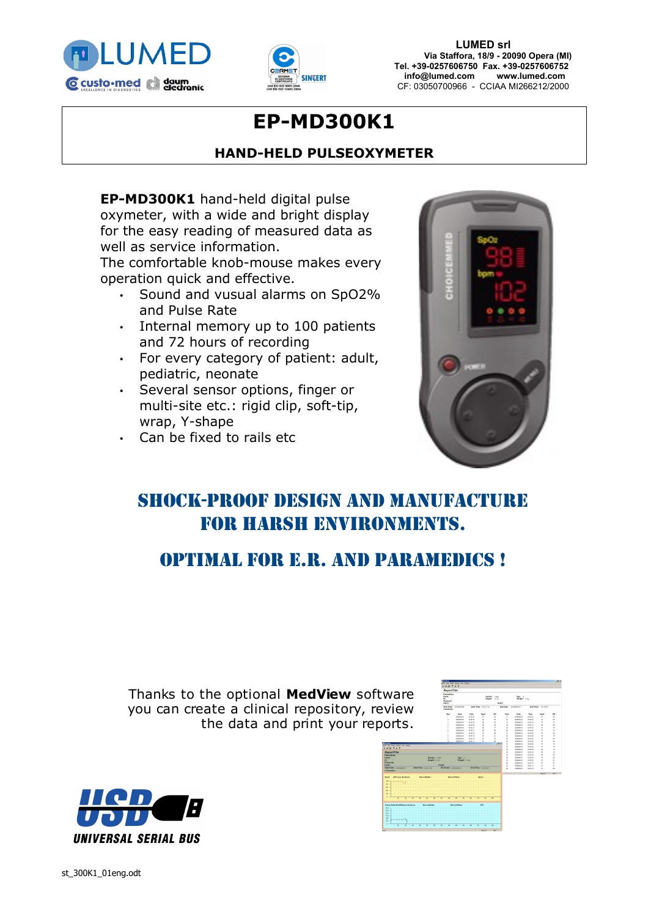**LUMED srl**
Via Staffora, 18/9 - 20090 Opera (MI)
Tel. +39-0257606750 Fax. +39-0257606752
info@lumed.com www.lumed.com
CF: 03050700966 - CCIAA MI266212/2000

# EP-MD300K1

## HAND-HELD PULSEOXYMETER

**EP-MD300K1** hand-held digital pulse oxymeter, with a wide and bright display for the easy reading of measured data as well as service information.
The comfortable knob-mouse makes every operation quick and effective.

- Sound and vusual alarms on SpO2% and Pulse Rate
- Internal memory up to 100 patients and 72 hours of recording
- For every category of patient: adult, pediatric, neonate
- Several sensor options, finger or multi-site etc.: rigid clip, soft-tip, wrap, Y-shape
- Can be fixed to rails etc

## SHOCK-PROOF DESIGN AND MANUFACTURE FOR HARSH ENVIRONMENTS.

## OPTIMAL FOR E.R. AND PARAMEDICS !

Thanks to the optional **MedView** software you can create a clinical repository, review the data and print your reports.

st_300K1_01eng.odt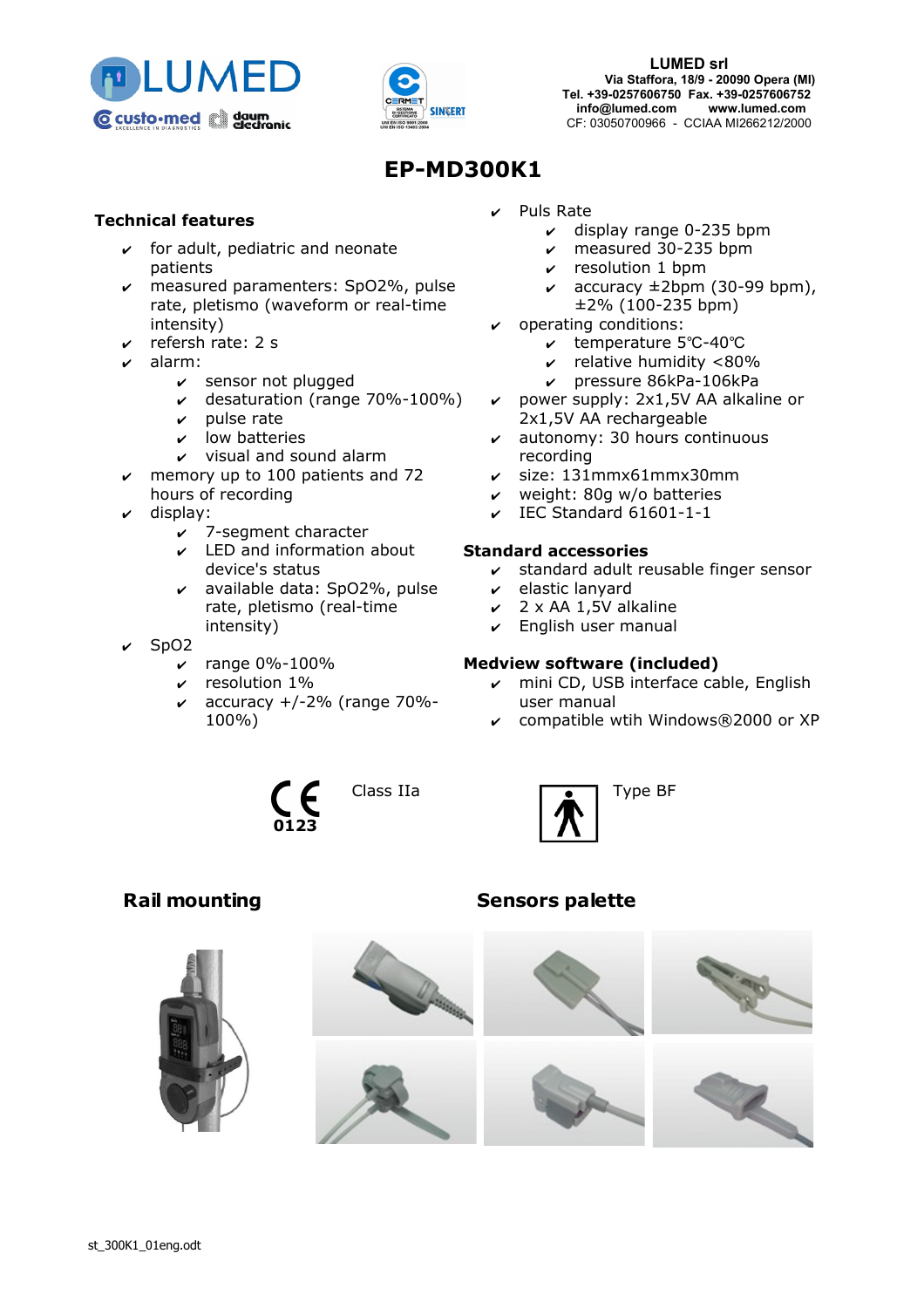LUMED srl
Via Staffora, 18/9 - 20090 Opera (MI)
Tel. +39-0257606750 Fax. +39-0257606752
info@lumed.com www.lumed.com
CF: 03050700966 - CCIAA MI266212/2000

# EP-MD300K1

## Technical features

- for adult, pediatric and neonate patients
- measured paramenters: SpO2%, pulse rate, pletismo (waveform or real-time intensity)
- refersh rate: 2 s
- alarm:
  - sensor not plugged
  - desaturation (range 70%-100%)
  - pulse rate
  - low batteries
  - visual and sound alarm
- memory up to 100 patients and 72 hours of recording
- display:
  - 7-segment character
  - LED and information about device's status
  - available data: SpO2%, pulse rate, pletismo (real-time intensity)
- SpO2
  - range 0%-100%
  - resolution 1%
  - accuracy +/-2% (range 70%-100%)
- Puls Rate
  - display range 0-235 bpm
  - measured 30-235 bpm
  - resolution 1 bpm
  - accuracy ±2bpm (30-99 bpm), ±2% (100-235 bpm)
- operating conditions:
  - temperature 5℃-40℃
  - relative humidity <80%
  - pressure 86kPa-106kPa
- power supply: 2x1,5V AA alkaline or 2x1,5V AA rechargeable
- autonomy: 30 hours continuous recording
- size: 131mmx61mmx30mm
- weight: 80g w/o batteries
- IEC Standard 61601-1-1

## Standard accessories

- standard adult reusable finger sensor
- elastic lanyard
- 2 x AA 1,5V alkaline
- English user manual

## Medview software (included)

- mini CD, USB interface cable, English user manual
- compatible wtih Windows®2000 or XP

CE 0123 Class IIa

Type BF

## Rail mounting

## Sensors palette

st_300K1_01eng.odt